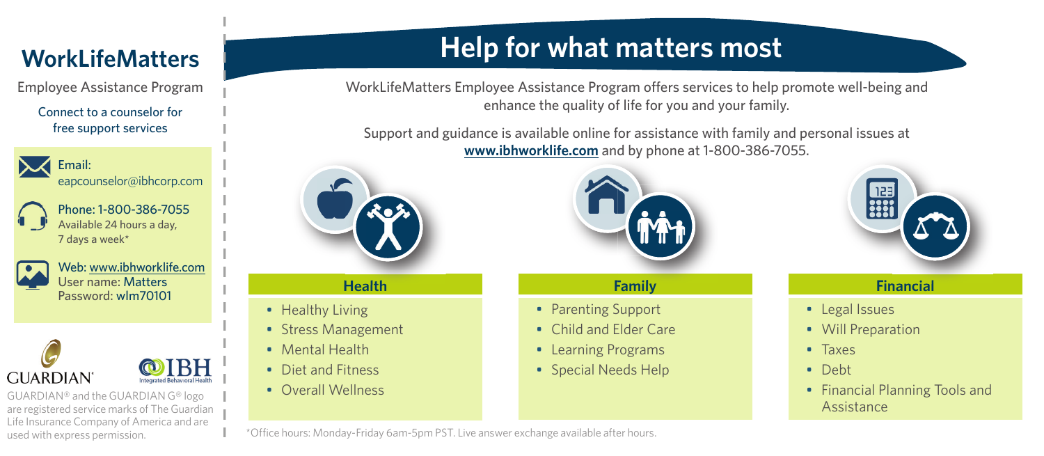# WorkLifeMatters

Employee Assistance Program

Connect to a counselor for free support services

**Email:** eapcounselor@ibhcorp.com

**Phone:** 1-800-386-7055
Available 24 hours a day, 7 days a week*

**Web:** www.ibhworklife.com
User name: Matters
Password: wlm70101

GUARDIAN® and the GUARDIAN G® logo are registered service marks of The Guardian Life Insurance Company of America and are used with express permission.

# Help for what matters most

WorkLifeMatters Employee Assistance Program offers services to help promote well-being and enhance the quality of life for you and your family.

Support and guidance is available online for assistance with family and personal issues at **www.ibhworklife.com** and by phone at 1-800-386-7055.

## Health

- Healthy Living
- Stress Management
- Mental Health
- Diet and Fitness
- Overall Wellness

## Family

- Parenting Support
- Child and Elder Care
- Learning Programs
- Special Needs Help

## Financial

- Legal Issues
- Will Preparation
- Taxes
- Debt
- Financial Planning Tools and Assistance

*Office hours: Monday-Friday 6am-5pm PST. Live answer exchange available after hours.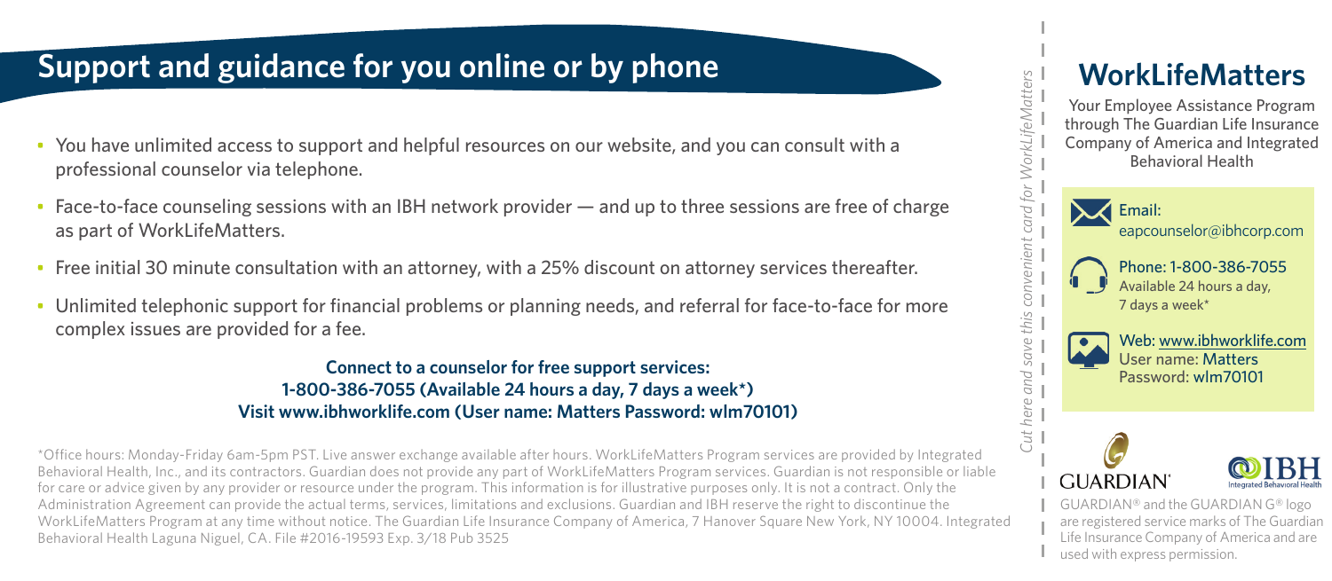## Support and guidance for you online or by phone

- You have unlimited access to support and helpful resources on our website, and you can consult with a professional counselor via telephone.
- Face-to-face counseling sessions with an IBH network provider — and up to three sessions are free of charge as part of WorkLifeMatters.
- Free initial 30 minute consultation with an attorney, with a 25% discount on attorney services thereafter.
- Unlimited telephonic support for financial problems or planning needs, and referral for face-to-face for more complex issues are provided for a fee.

**Connect to a counselor for free support services:**
**1-800-386-7055 (Available 24 hours a day, 7 days a week*)**
**Visit www.ibhworklife.com (User name: Matters Password: wlm70101)**

*Office hours: Monday-Friday 6am-5pm PST. Live answer exchange available after hours. WorkLifeMatters Program services are provided by Integrated Behavioral Health, Inc., and its contractors. Guardian does not provide any part of WorkLifeMatters Program services. Guardian is not responsible or liable for care or advice given by any provider or resource under the program. This information is for illustrative purposes only. It is not a contract. Only the Administration Agreement can provide the actual terms, services, limitations and exclusions. Guardian and IBH reserve the right to discontinue the WorkLifeMatters Program at any time without notice. The Guardian Life Insurance Company of America, 7 Hanover Square New York, NY 10004. Integrated Behavioral Health Laguna Niguel, CA. File #2016-19593 Exp. 3/18 Pub 3525

*Cut here and save this convenient card for WorkLifeMatters*

# WorkLifeMatters

Your Employee Assistance Program through The Guardian Life Insurance Company of America and Integrated Behavioral Health

Email:
eapcounselor@ibhcorp.com

Phone: 1-800-386-7055
Available 24 hours a day, 7 days a week*

Web: www.ibhworklife.com
User name: Matters
Password: wlm70101

GUARDIAN

IBH Integrated Behavioral Health

GUARDIAN® and the GUARDIAN G® logo are registered service marks of The Guardian Life Insurance Company of America and are used with express permission.